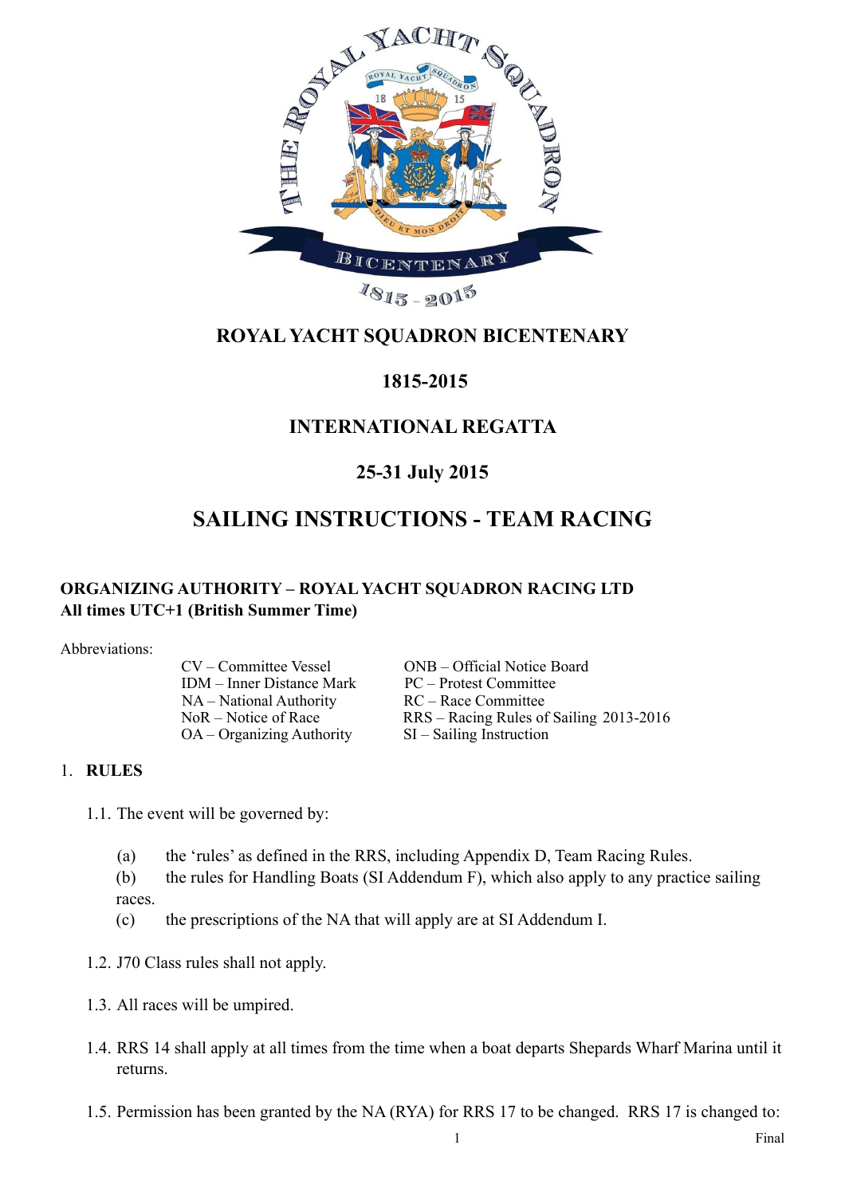# ROYAL YACHT SQUADRON BICENTENARY

# 1815-2015

# INTERNATIONAL REGATTA

# 25-31 July 2015

# SAILING INSTRUCTIONS - TEAM RACING

**ORGANIZING AUTHORITY – ROYAL YACHT SQUADRON RACING LTD**
**All times UTC+1 (British Summer Time)**

Abbreviations:

| | |
|---|---|
| CV – Committee Vessel | ONB – Official Notice Board |
| IDM – Inner Distance Mark | PC – Protest Committee |
| NA – National Authority | RC – Race Committee |
| NoR – Notice of Race | RRS – Racing Rules of Sailing 2013-2016 |
| OA – Organizing Authority | SI – Sailing Instruction |

## 1. RULES

1.1. The event will be governed by:

(a) the 'rules' as defined in the RRS, including Appendix D, Team Racing Rules.

(b) the rules for Handling Boats (SI Addendum F), which also apply to any practice sailing races.

(c) the prescriptions of the NA that will apply are at SI Addendum I.

1.2. J70 Class rules shall not apply.

1.3. All races will be umpired.

1.4. RRS 14 shall apply at all times from the time when a boat departs Shepards Wharf Marina until it returns.

1.5. Permission has been granted by the NA (RYA) for RRS 17 to be changed. RRS 17 is changed to: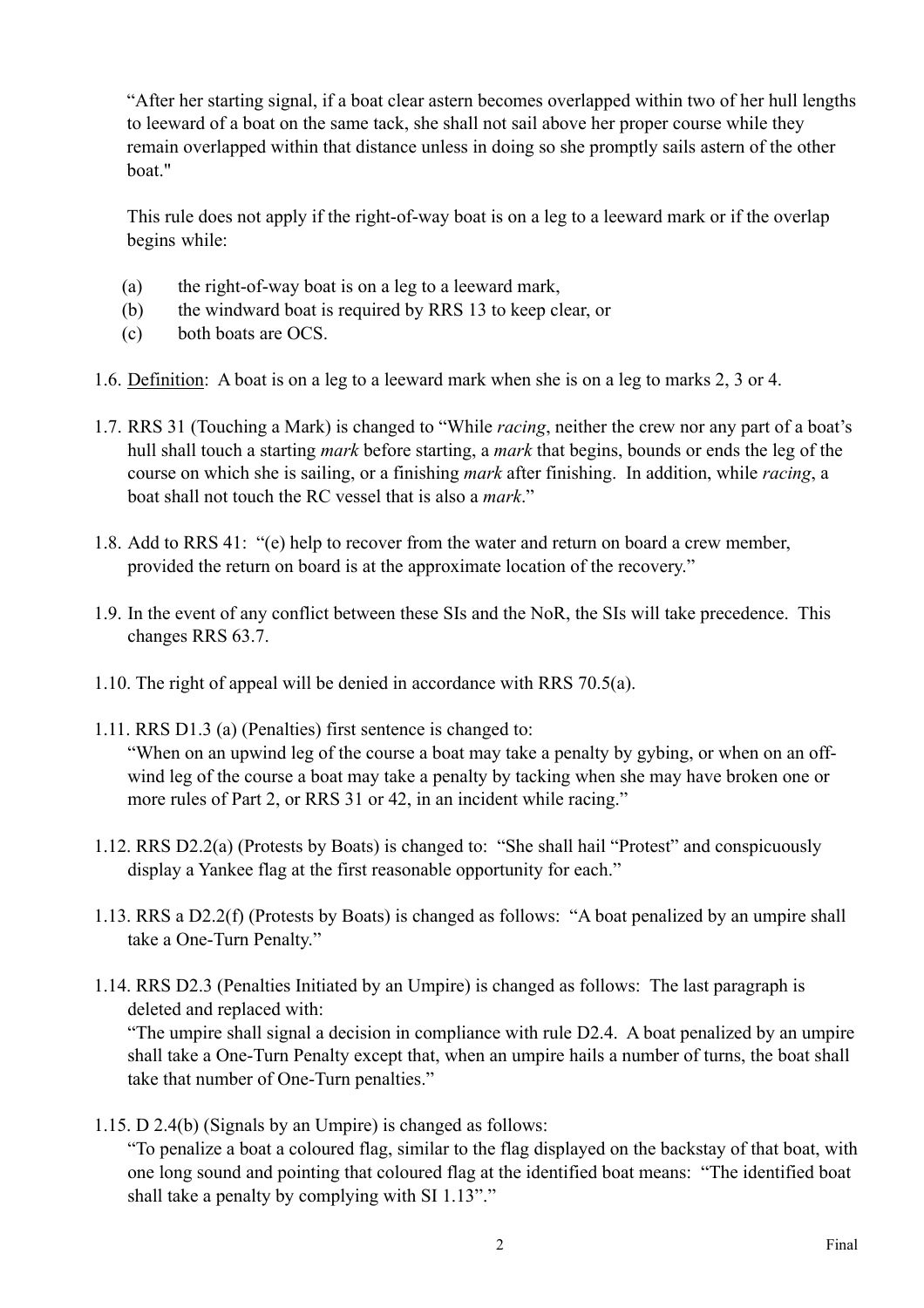"After her starting signal, if a boat clear astern becomes overlapped within two of her hull lengths to leeward of a boat on the same tack, she shall not sail above her proper course while they remain overlapped within that distance unless in doing so she promptly sails astern of the other boat."

This rule does not apply if the right-of-way boat is on a leg to a leeward mark or if the overlap begins while:

(a) the right-of-way boat is on a leg to a leeward mark,
(b) the windward boat is required by RRS 13 to keep clear, or
(c) both boats are OCS.

1.6. Definition: A boat is on a leg to a leeward mark when she is on a leg to marks 2, 3 or 4.

1.7. RRS 31 (Touching a Mark) is changed to "While *racing*, neither the crew nor any part of a boat's hull shall touch a starting *mark* before starting, a *mark* that begins, bounds or ends the leg of the course on which she is sailing, or a finishing *mark* after finishing. In addition, while *racing*, a boat shall not touch the RC vessel that is also a *mark*."

1.8. Add to RRS 41: "(e) help to recover from the water and return on board a crew member, provided the return on board is at the approximate location of the recovery."

1.9. In the event of any conflict between these SIs and the NoR, the SIs will take precedence. This changes RRS 63.7.

1.10. The right of appeal will be denied in accordance with RRS 70.5(a).

1.11. RRS D1.3 (a) (Penalties) first sentence is changed to:
"When on an upwind leg of the course a boat may take a penalty by gybing, or when on an off-wind leg of the course a boat may take a penalty by tacking when she may have broken one or more rules of Part 2, or RRS 31 or 42, in an incident while racing."

1.12. RRS D2.2(a) (Protests by Boats) is changed to: "She shall hail "Protest" and conspicuously display a Yankee flag at the first reasonable opportunity for each."

1.13. RRS a D2.2(f) (Protests by Boats) is changed as follows: "A boat penalized by an umpire shall take a One-Turn Penalty."

1.14. RRS D2.3 (Penalties Initiated by an Umpire) is changed as follows: The last paragraph is deleted and replaced with:
"The umpire shall signal a decision in compliance with rule D2.4. A boat penalized by an umpire shall take a One-Turn Penalty except that, when an umpire hails a number of turns, the boat shall take that number of One-Turn penalties."

1.15. D 2.4(b) (Signals by an Umpire) is changed as follows:
"To penalize a boat a coloured flag, similar to the flag displayed on the backstay of that boat, with one long sound and pointing that coloured flag at the identified boat means: "The identified boat shall take a penalty by complying with SI 1.13"."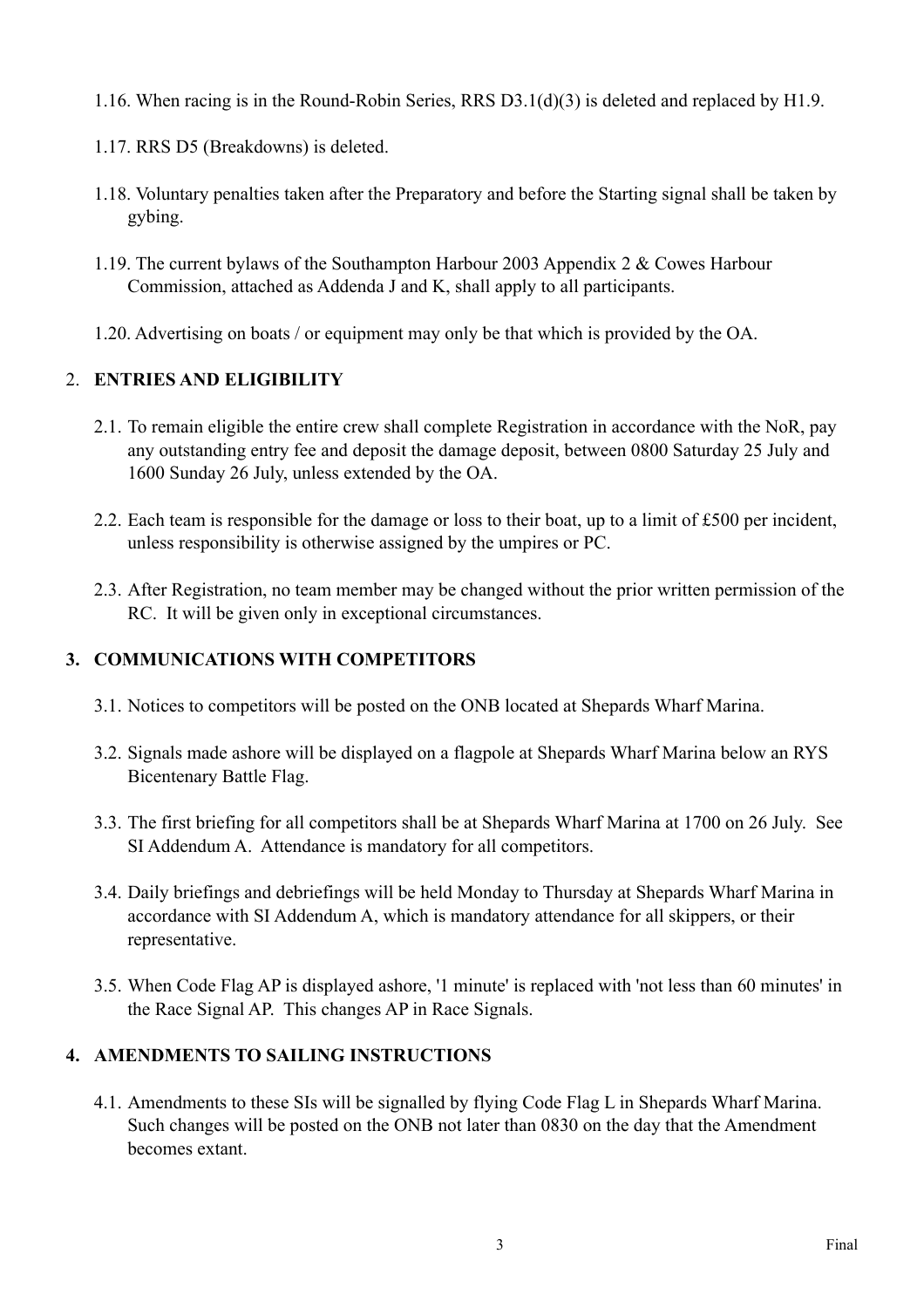1.16. When racing is in the Round-Robin Series, RRS D3.1(d)(3) is deleted and replaced by H1.9.

1.17. RRS D5 (Breakdowns) is deleted.

1.18. Voluntary penalties taken after the Preparatory and before the Starting signal shall be taken by gybing.

1.19. The current bylaws of the Southampton Harbour 2003 Appendix 2 & Cowes Harbour Commission, attached as Addenda J and K, shall apply to all participants.

1.20. Advertising on boats / or equipment may only be that which is provided by the OA.

## 2. ENTRIES AND ELIGIBILITY

2.1. To remain eligible the entire crew shall complete Registration in accordance with the NoR, pay any outstanding entry fee and deposit the damage deposit, between 0800 Saturday 25 July and 1600 Sunday 26 July, unless extended by the OA.

2.2. Each team is responsible for the damage or loss to their boat, up to a limit of £500 per incident, unless responsibility is otherwise assigned by the umpires or PC.

2.3. After Registration, no team member may be changed without the prior written permission of the RC. It will be given only in exceptional circumstances.

## 3. COMMUNICATIONS WITH COMPETITORS

3.1. Notices to competitors will be posted on the ONB located at Shepards Wharf Marina.

3.2. Signals made ashore will be displayed on a flagpole at Shepards Wharf Marina below an RYS Bicentenary Battle Flag.

3.3. The first briefing for all competitors shall be at Shepards Wharf Marina at 1700 on 26 July. See SI Addendum A. Attendance is mandatory for all competitors.

3.4. Daily briefings and debriefings will be held Monday to Thursday at Shepards Wharf Marina in accordance with SI Addendum A, which is mandatory attendance for all skippers, or their representative.

3.5. When Code Flag AP is displayed ashore, '1 minute' is replaced with 'not less than 60 minutes' in the Race Signal AP. This changes AP in Race Signals.

## 4. AMENDMENTS TO SAILING INSTRUCTIONS

4.1. Amendments to these SIs will be signalled by flying Code Flag L in Shepards Wharf Marina. Such changes will be posted on the ONB not later than 0830 on the day that the Amendment becomes extant.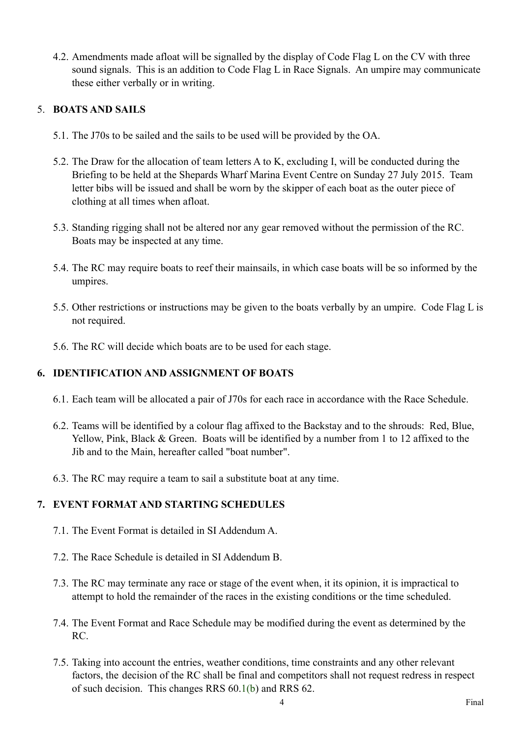4.2. Amendments made afloat will be signalled by the display of Code Flag L on the CV with three sound signals. This is an addition to Code Flag L in Race Signals. An umpire may communicate these either verbally or in writing.

## 5. BOATS AND SAILS

5.1. The J70s to be sailed and the sails to be used will be provided by the OA.

5.2. The Draw for the allocation of team letters A to K, excluding I, will be conducted during the Briefing to be held at the Shepards Wharf Marina Event Centre on Sunday 27 July 2015. Team letter bibs will be issued and shall be worn by the skipper of each boat as the outer piece of clothing at all times when afloat.

5.3. Standing rigging shall not be altered nor any gear removed without the permission of the RC. Boats may be inspected at any time.

5.4. The RC may require boats to reef their mainsails, in which case boats will be so informed by the umpires.

5.5. Other restrictions or instructions may be given to the boats verbally by an umpire. Code Flag L is not required.

5.6. The RC will decide which boats are to be used for each stage.

## 6. IDENTIFICATION AND ASSIGNMENT OF BOATS

6.1. Each team will be allocated a pair of J70s for each race in accordance with the Race Schedule.

6.2. Teams will be identified by a colour flag affixed to the Backstay and to the shrouds: Red, Blue, Yellow, Pink, Black & Green. Boats will be identified by a number from 1 to 12 affixed to the Jib and to the Main, hereafter called "boat number".

6.3. The RC may require a team to sail a substitute boat at any time.

## 7. EVENT FORMAT AND STARTING SCHEDULES

7.1. The Event Format is detailed in SI Addendum A.

7.2. The Race Schedule is detailed in SI Addendum B.

7.3. The RC may terminate any race or stage of the event when, it its opinion, it is impractical to attempt to hold the remainder of the races in the existing conditions or the time scheduled.

7.4. The Event Format and Race Schedule may be modified during the event as determined by the RC.

7.5. Taking into account the entries, weather conditions, time constraints and any other relevant factors, the decision of the RC shall be final and competitors shall not request redress in respect of such decision. This changes RRS 60.1(b) and RRS 62.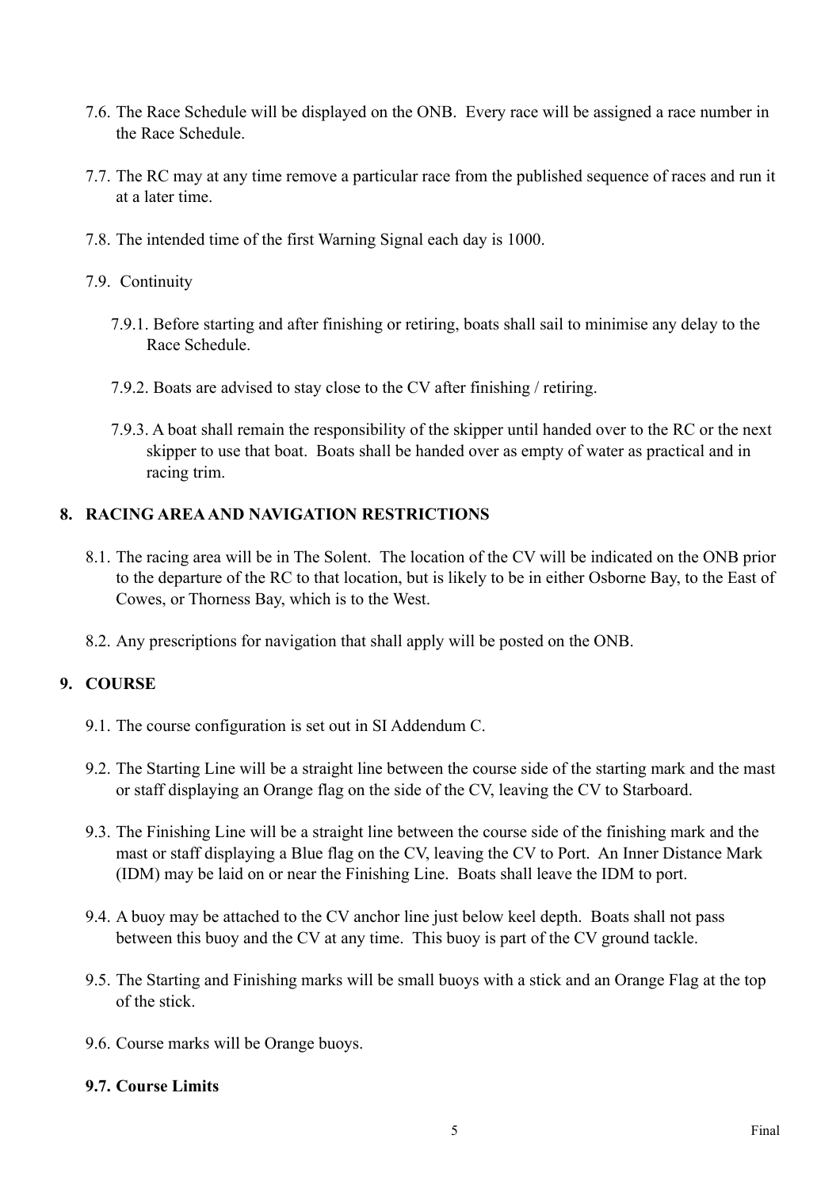7.6. The Race Schedule will be displayed on the ONB. Every race will be assigned a race number in the Race Schedule.

7.7. The RC may at any time remove a particular race from the published sequence of races and run it at a later time.

7.8. The intended time of the first Warning Signal each day is 1000.

7.9. Continuity

7.9.1. Before starting and after finishing or retiring, boats shall sail to minimise any delay to the Race Schedule.

7.9.2. Boats are advised to stay close to the CV after finishing / retiring.

7.9.3. A boat shall remain the responsibility of the skipper until handed over to the RC or the next skipper to use that boat. Boats shall be handed over as empty of water as practical and in racing trim.

## 8. RACING AREA AND NAVIGATION RESTRICTIONS

8.1. The racing area will be in The Solent. The location of the CV will be indicated on the ONB prior to the departure of the RC to that location, but is likely to be in either Osborne Bay, to the East of Cowes, or Thorness Bay, which is to the West.

8.2. Any prescriptions for navigation that shall apply will be posted on the ONB.

## 9. COURSE

9.1. The course configuration is set out in SI Addendum C.

9.2. The Starting Line will be a straight line between the course side of the starting mark and the mast or staff displaying an Orange flag on the side of the CV, leaving the CV to Starboard.

9.3. The Finishing Line will be a straight line between the course side of the finishing mark and the mast or staff displaying a Blue flag on the CV, leaving the CV to Port. An Inner Distance Mark (IDM) may be laid on or near the Finishing Line. Boats shall leave the IDM to port.

9.4. A buoy may be attached to the CV anchor line just below keel depth. Boats shall not pass between this buoy and the CV at any time. This buoy is part of the CV ground tackle.

9.5. The Starting and Finishing marks will be small buoys with a stick and an Orange Flag at the top of the stick.

9.6. Course marks will be Orange buoys.

**9.7. Course Limits**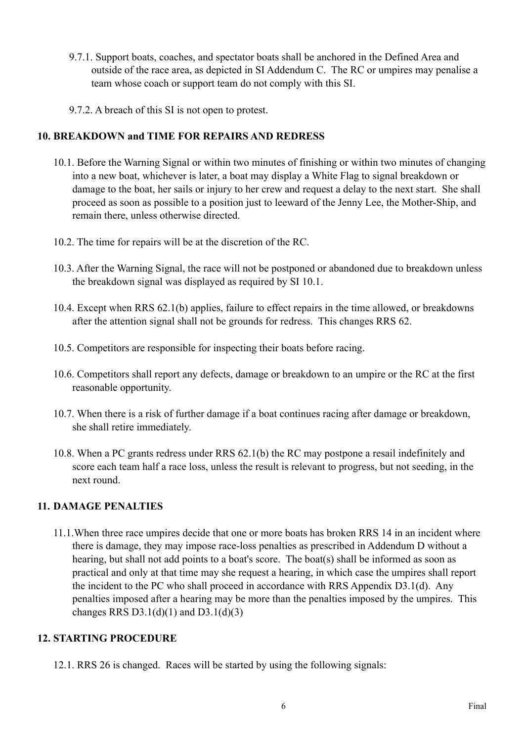9.7.1. Support boats, coaches, and spectator boats shall be anchored in the Defined Area and outside of the race area, as depicted in SI Addendum C. The RC or umpires may penalise a team whose coach or support team do not comply with this SI.

9.7.2. A breach of this SI is not open to protest.

## 10. BREAKDOWN and TIME FOR REPAIRS AND REDRESS

10.1. Before the Warning Signal or within two minutes of finishing or within two minutes of changing into a new boat, whichever is later, a boat may display a White Flag to signal breakdown or damage to the boat, her sails or injury to her crew and request a delay to the next start. She shall proceed as soon as possible to a position just to leeward of the Jenny Lee, the Mother-Ship, and remain there, unless otherwise directed.

10.2. The time for repairs will be at the discretion of the RC.

10.3. After the Warning Signal, the race will not be postponed or abandoned due to breakdown unless the breakdown signal was displayed as required by SI 10.1.

10.4. Except when RRS 62.1(b) applies, failure to effect repairs in the time allowed, or breakdowns after the attention signal shall not be grounds for redress. This changes RRS 62.

10.5. Competitors are responsible for inspecting their boats before racing.

10.6. Competitors shall report any defects, damage or breakdown to an umpire or the RC at the first reasonable opportunity.

10.7. When there is a risk of further damage if a boat continues racing after damage or breakdown, she shall retire immediately.

10.8. When a PC grants redress under RRS 62.1(b) the RC may postpone a resail indefinitely and score each team half a race loss, unless the result is relevant to progress, but not seeding, in the next round.

## 11. DAMAGE PENALTIES

11.1. When three race umpires decide that one or more boats has broken RRS 14 in an incident where there is damage, they may impose race-loss penalties as prescribed in Addendum D without a hearing, but shall not add points to a boat's score. The boat(s) shall be informed as soon as practical and only at that time may she request a hearing, in which case the umpires shall report the incident to the PC who shall proceed in accordance with RRS Appendix D3.1(d). Any penalties imposed after a hearing may be more than the penalties imposed by the umpires. This changes RRS D3.1(d)(1) and D3.1(d)(3)

## 12. STARTING PROCEDURE

12.1. RRS 26 is changed. Races will be started by using the following signals: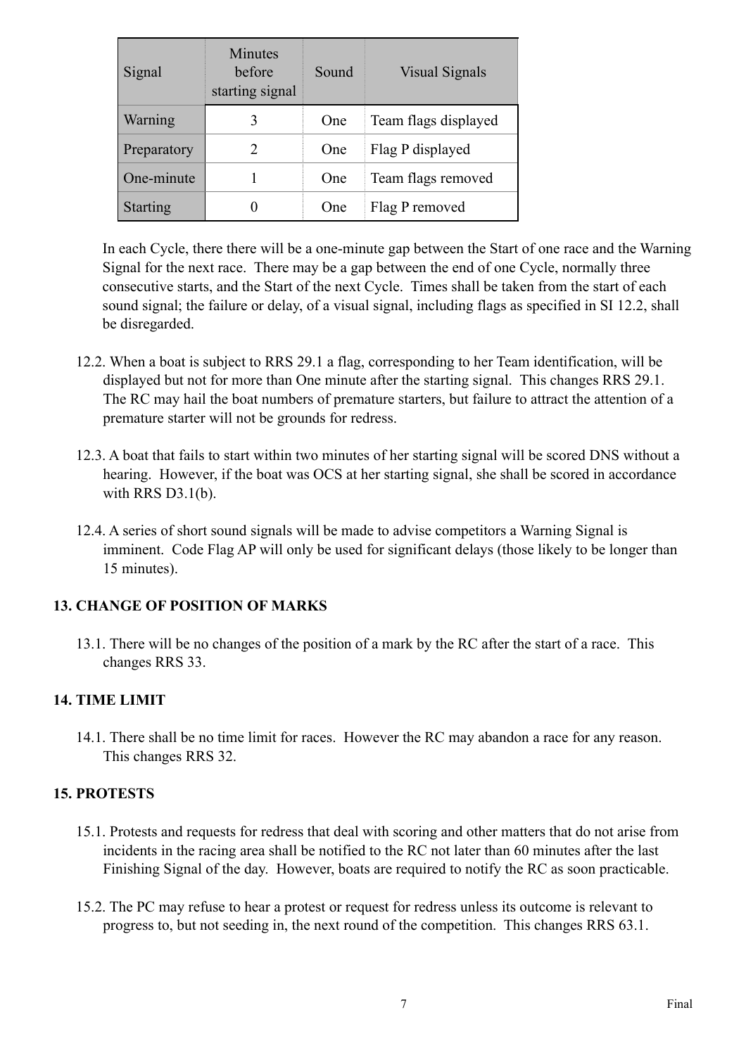| Signal | Minutes before starting signal | Sound | Visual Signals |
|---|---|---|---|
| Warning | 3 | One | Team flags displayed |
| Preparatory | 2 | One | Flag P displayed |
| One-minute | 1 | One | Team flags removed |
| Starting | 0 | One | Flag P removed |

In each Cycle, there there will be a one-minute gap between the Start of one race and the Warning Signal for the next race. There may be a gap between the end of one Cycle, normally three consecutive starts, and the Start of the next Cycle. Times shall be taken from the start of each sound signal; the failure or delay, of a visual signal, including flags as specified in SI 12.2, shall be disregarded.

12.2. When a boat is subject to RRS 29.1 a flag, corresponding to her Team identification, will be displayed but not for more than One minute after the starting signal. This changes RRS 29.1. The RC may hail the boat numbers of premature starters, but failure to attract the attention of a premature starter will not be grounds for redress.

12.3. A boat that fails to start within two minutes of her starting signal will be scored DNS without a hearing. However, if the boat was OCS at her starting signal, she shall be scored in accordance with RRS D3.1(b).

12.4. A series of short sound signals will be made to advise competitors a Warning Signal is imminent. Code Flag AP will only be used for significant delays (those likely to be longer than 15 minutes).

## 13. CHANGE OF POSITION OF MARKS

13.1. There will be no changes of the position of a mark by the RC after the start of a race. This changes RRS 33.

## 14. TIME LIMIT

14.1. There shall be no time limit for races. However the RC may abandon a race for any reason. This changes RRS 32.

## 15. PROTESTS

15.1. Protests and requests for redress that deal with scoring and other matters that do not arise from incidents in the racing area shall be notified to the RC not later than 60 minutes after the last Finishing Signal of the day. However, boats are required to notify the RC as soon practicable.

15.2. The PC may refuse to hear a protest or request for redress unless its outcome is relevant to progress to, but not seeding in, the next round of the competition. This changes RRS 63.1.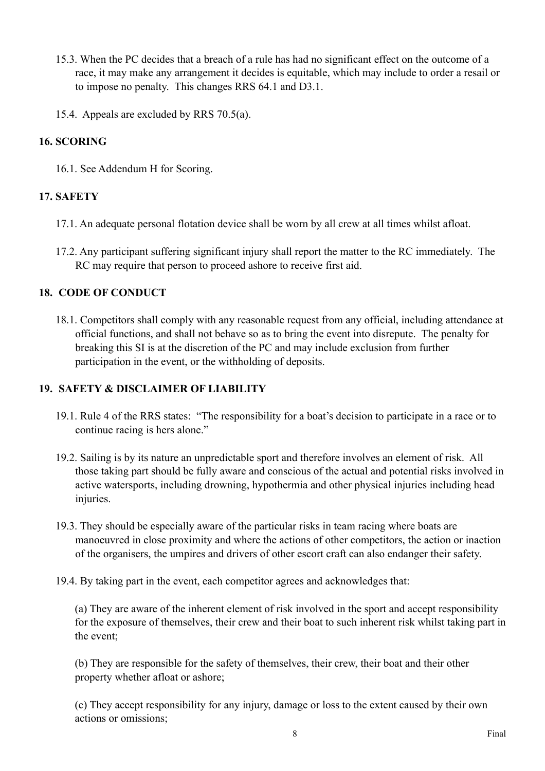15.3. When the PC decides that a breach of a rule has had no significant effect on the outcome of a race, it may make any arrangement it decides is equitable, which may include to order a resail or to impose no penalty. This changes RRS 64.1 and D3.1.

15.4. Appeals are excluded by RRS 70.5(a).

## 16. SCORING

16.1. See Addendum H for Scoring.

## 17. SAFETY

17.1. An adequate personal flotation device shall be worn by all crew at all times whilst afloat.

17.2. Any participant suffering significant injury shall report the matter to the RC immediately. The RC may require that person to proceed ashore to receive first aid.

## 18. CODE OF CONDUCT

18.1. Competitors shall comply with any reasonable request from any official, including attendance at official functions, and shall not behave so as to bring the event into disrepute. The penalty for breaking this SI is at the discretion of the PC and may include exclusion from further participation in the event, or the withholding of deposits.

## 19. SAFETY & DISCLAIMER OF LIABILITY

19.1. Rule 4 of the RRS states: "The responsibility for a boat's decision to participate in a race or to continue racing is hers alone."

19.2. Sailing is by its nature an unpredictable sport and therefore involves an element of risk. All those taking part should be fully aware and conscious of the actual and potential risks involved in active watersports, including drowning, hypothermia and other physical injuries including head injuries.

19.3. They should be especially aware of the particular risks in team racing where boats are manoeuvred in close proximity and where the actions of other competitors, the action or inaction of the organisers, the umpires and drivers of other escort craft can also endanger their safety.

19.4. By taking part in the event, each competitor agrees and acknowledges that:

(a) They are aware of the inherent element of risk involved in the sport and accept responsibility for the exposure of themselves, their crew and their boat to such inherent risk whilst taking part in the event;

(b) They are responsible for the safety of themselves, their crew, their boat and their other property whether afloat or ashore;

(c) They accept responsibility for any injury, damage or loss to the extent caused by their own actions or omissions;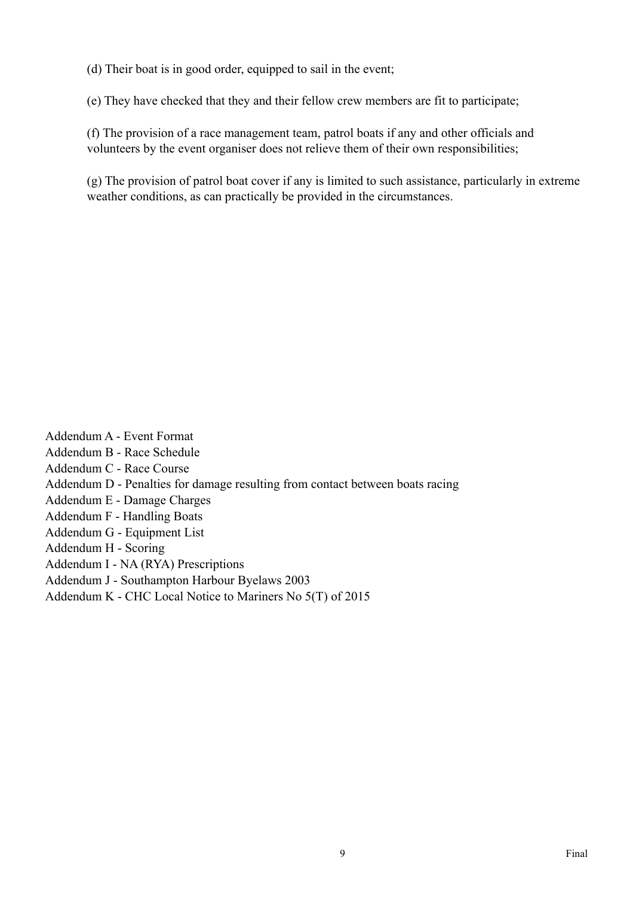(d) Their boat is in good order, equipped to sail in the event;

(e) They have checked that they and their fellow crew members are fit to participate;

(f) The provision of a race management team, patrol boats if any and other officials and volunteers by the event organiser does not relieve them of their own responsibilities;

(g) The provision of patrol boat cover if any is limited to such assistance, particularly in extreme weather conditions, as can practically be provided in the circumstances.

Addendum A - Event Format
Addendum B - Race Schedule
Addendum C - Race Course
Addendum D - Penalties for damage resulting from contact between boats racing
Addendum E - Damage Charges
Addendum F - Handling Boats
Addendum G - Equipment List
Addendum H - Scoring
Addendum I - NA (RYA) Prescriptions
Addendum J - Southampton Harbour Byelaws 2003
Addendum K - CHC Local Notice to Mariners No 5(T) of 2015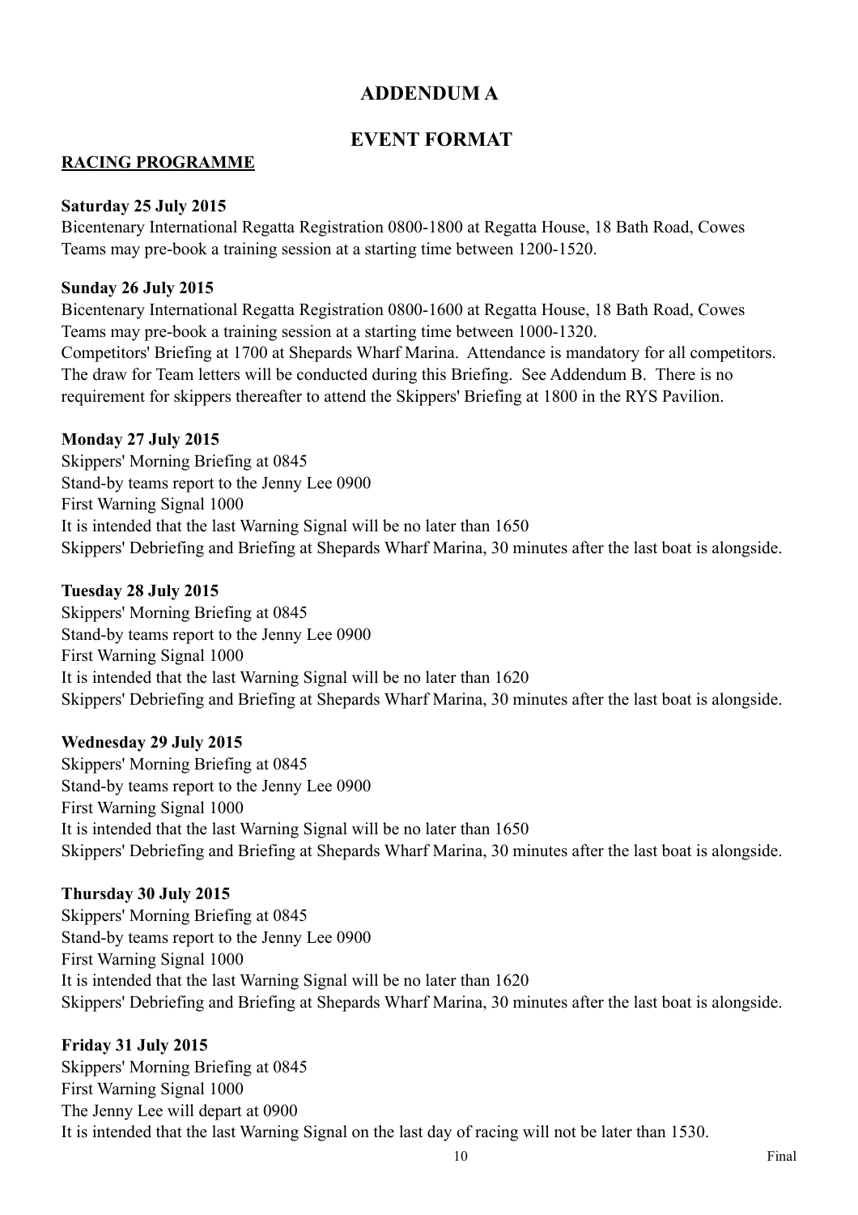# ADDENDUM A

## EVENT FORMAT

**RACING PROGRAMME**

**Saturday 25 July 2015**
Bicentenary International Regatta Registration 0800-1800 at Regatta House, 18 Bath Road, Cowes
Teams may pre-book a training session at a starting time between 1200-1520.

**Sunday 26 July 2015**
Bicentenary International Regatta Registration 0800-1600 at Regatta House, 18 Bath Road, Cowes
Teams may pre-book a training session at a starting time between 1000-1320.
Competitors' Briefing at 1700 at Shepards Wharf Marina. Attendance is mandatory for all competitors. The draw for Team letters will be conducted during this Briefing. See Addendum B. There is no requirement for skippers thereafter to attend the Skippers' Briefing at 1800 in the RYS Pavilion.

**Monday 27 July 2015**
Skippers' Morning Briefing at 0845
Stand-by teams report to the Jenny Lee 0900
First Warning Signal 1000
It is intended that the last Warning Signal will be no later than 1650
Skippers' Debriefing and Briefing at Shepards Wharf Marina, 30 minutes after the last boat is alongside.

**Tuesday 28 July 2015**
Skippers' Morning Briefing at 0845
Stand-by teams report to the Jenny Lee 0900
First Warning Signal 1000
It is intended that the last Warning Signal will be no later than 1620
Skippers' Debriefing and Briefing at Shepards Wharf Marina, 30 minutes after the last boat is alongside.

**Wednesday 29 July 2015**
Skippers' Morning Briefing at 0845
Stand-by teams report to the Jenny Lee 0900
First Warning Signal 1000
It is intended that the last Warning Signal will be no later than 1650
Skippers' Debriefing and Briefing at Shepards Wharf Marina, 30 minutes after the last boat is alongside.

**Thursday 30 July 2015**
Skippers' Morning Briefing at 0845
Stand-by teams report to the Jenny Lee 0900
First Warning Signal 1000
It is intended that the last Warning Signal will be no later than 1620
Skippers' Debriefing and Briefing at Shepards Wharf Marina, 30 minutes after the last boat is alongside.

**Friday 31 July 2015**
Skippers' Morning Briefing at 0845
First Warning Signal 1000
The Jenny Lee will depart at 0900
It is intended that the last Warning Signal on the last day of racing will not be later than 1530.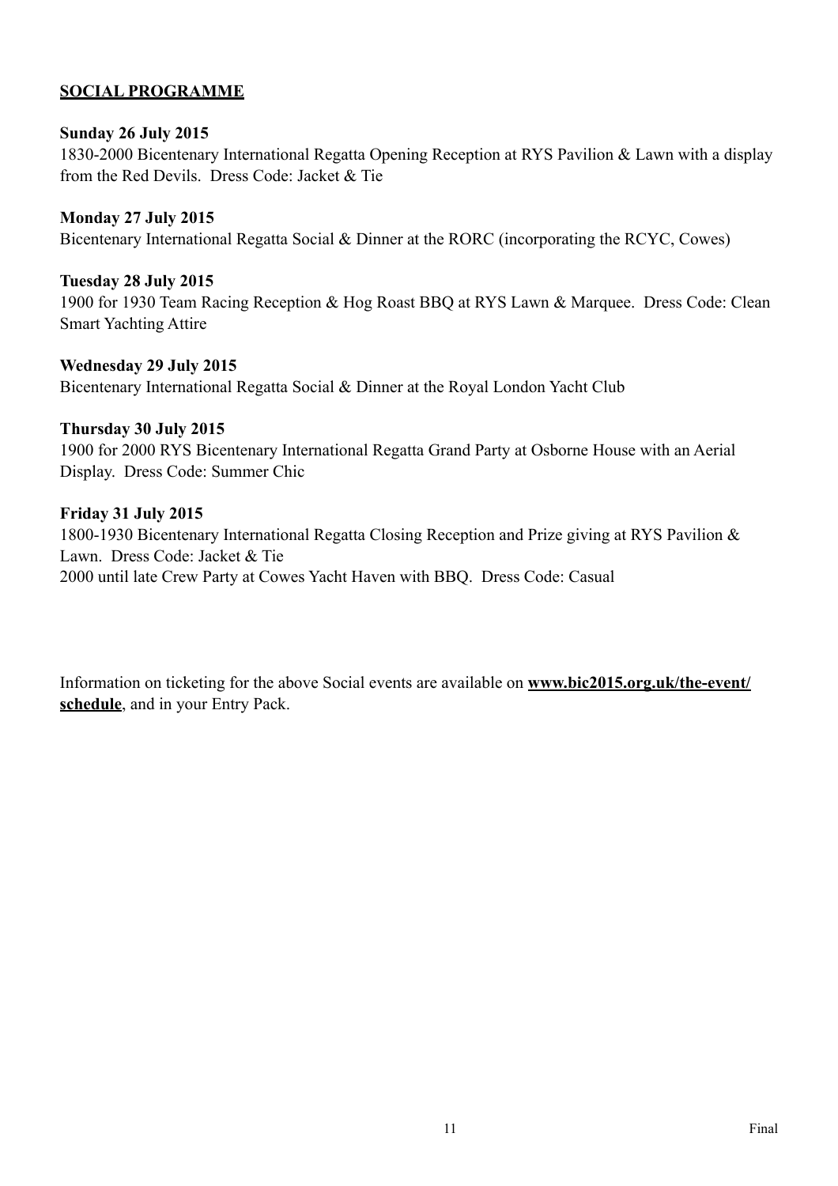## SOCIAL PROGRAMME

**Sunday 26 July 2015**
1830-2000 Bicentenary International Regatta Opening Reception at RYS Pavilion & Lawn with a display from the Red Devils. Dress Code: Jacket & Tie

**Monday 27 July 2015**
Bicentenary International Regatta Social & Dinner at the RORC (incorporating the RCYC, Cowes)

**Tuesday 28 July 2015**
1900 for 1930 Team Racing Reception & Hog Roast BBQ at RYS Lawn & Marquee. Dress Code: Clean Smart Yachting Attire

**Wednesday 29 July 2015**
Bicentenary International Regatta Social & Dinner at the Royal London Yacht Club

**Thursday 30 July 2015**
1900 for 2000 RYS Bicentenary International Regatta Grand Party at Osborne House with an Aerial Display. Dress Code: Summer Chic

**Friday 31 July 2015**
1800-1930 Bicentenary International Regatta Closing Reception and Prize giving at RYS Pavilion & Lawn. Dress Code: Jacket & Tie
2000 until late Crew Party at Cowes Yacht Haven with BBQ. Dress Code: Casual

Information on ticketing for the above Social events are available on **www.bic2015.org.uk/the-event/schedule**, and in your Entry Pack.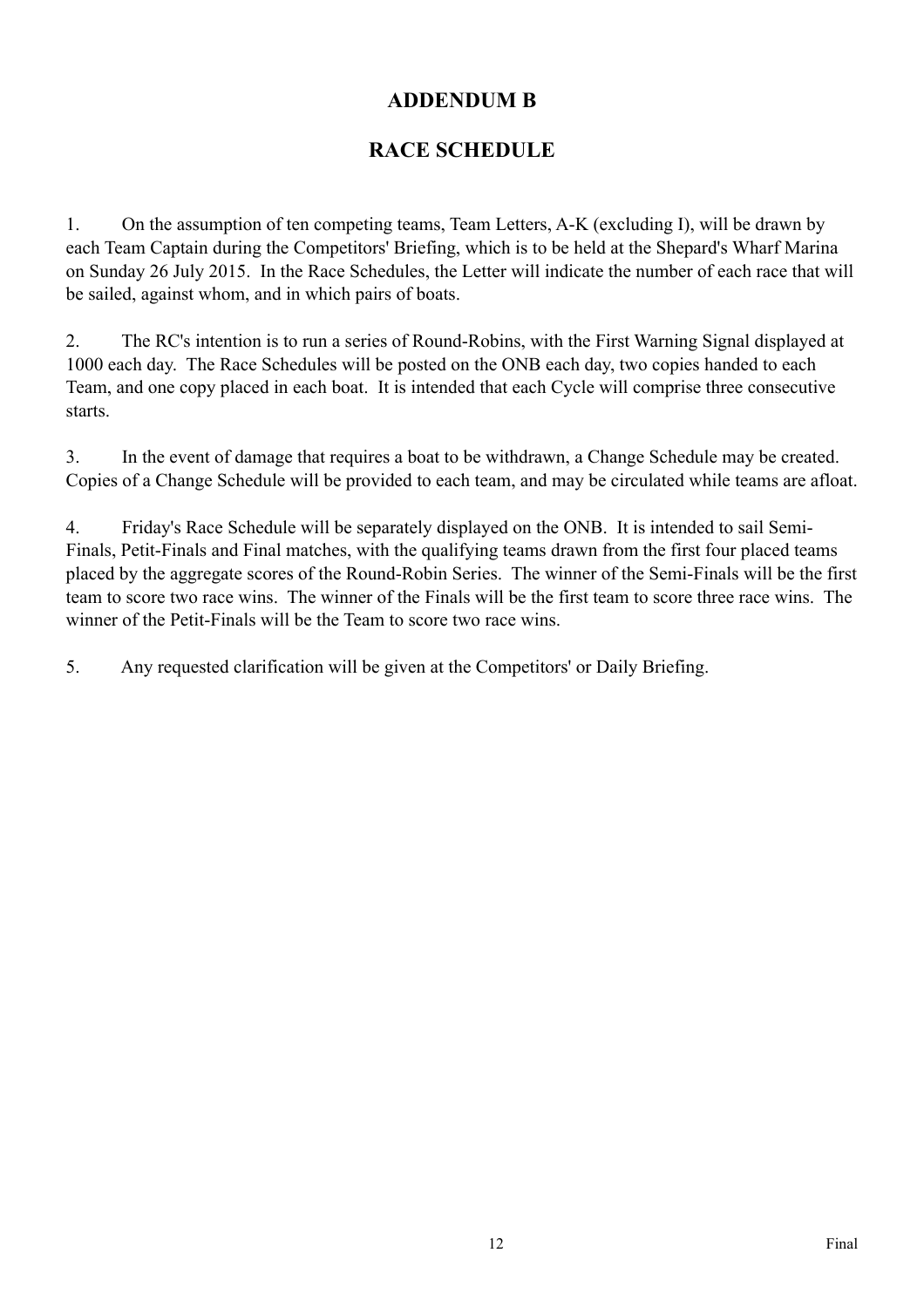# ADDENDUM B

# RACE SCHEDULE

1. On the assumption of ten competing teams, Team Letters, A-K (excluding I), will be drawn by each Team Captain during the Competitors' Briefing, which is to be held at the Shepard's Wharf Marina on Sunday 26 July 2015. In the Race Schedules, the Letter will indicate the number of each race that will be sailed, against whom, and in which pairs of boats.

2. The RC's intention is to run a series of Round-Robins, with the First Warning Signal displayed at 1000 each day. The Race Schedules will be posted on the ONB each day, two copies handed to each Team, and one copy placed in each boat. It is intended that each Cycle will comprise three consecutive starts.

3. In the event of damage that requires a boat to be withdrawn, a Change Schedule may be created. Copies of a Change Schedule will be provided to each team, and may be circulated while teams are afloat.

4. Friday's Race Schedule will be separately displayed on the ONB. It is intended to sail Semi-Finals, Petit-Finals and Final matches, with the qualifying teams drawn from the first four placed teams placed by the aggregate scores of the Round-Robin Series. The winner of the Semi-Finals will be the first team to score two race wins. The winner of the Finals will be the first team to score three race wins. The winner of the Petit-Finals will be the Team to score two race wins.

5. Any requested clarification will be given at the Competitors' or Daily Briefing.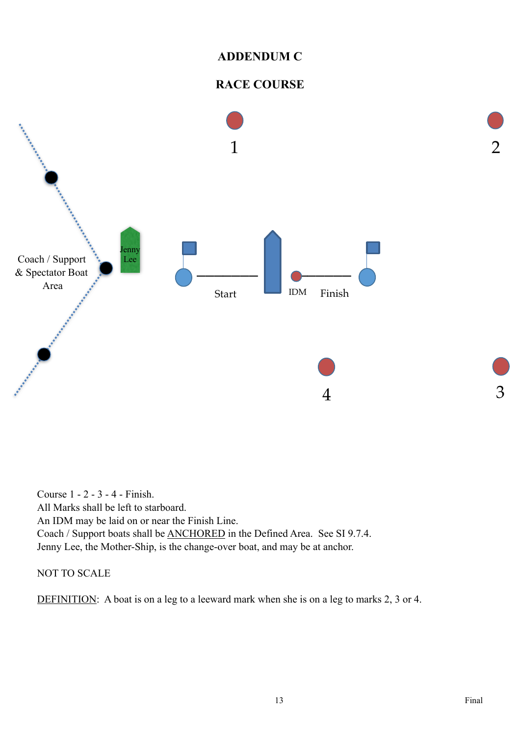# ADDENDUM C

## RACE COURSE

1

2

Coach / Support & Spectator Boat Area

Jenny Lee

Start

IDM

Finish

4

3

Course 1 - 2 - 3 - 4 - Finish.
All Marks shall be left to starboard.
An IDM may be laid on or near the Finish Line.
Coach / Support boats shall be ANCHORED in the Defined Area. See SI 9.7.4.
Jenny Lee, the Mother-Ship, is the change-over boat, and may be at anchor.

NOT TO SCALE

DEFINITION: A boat is on a leg to a leeward mark when she is on a leg to marks 2, 3 or 4.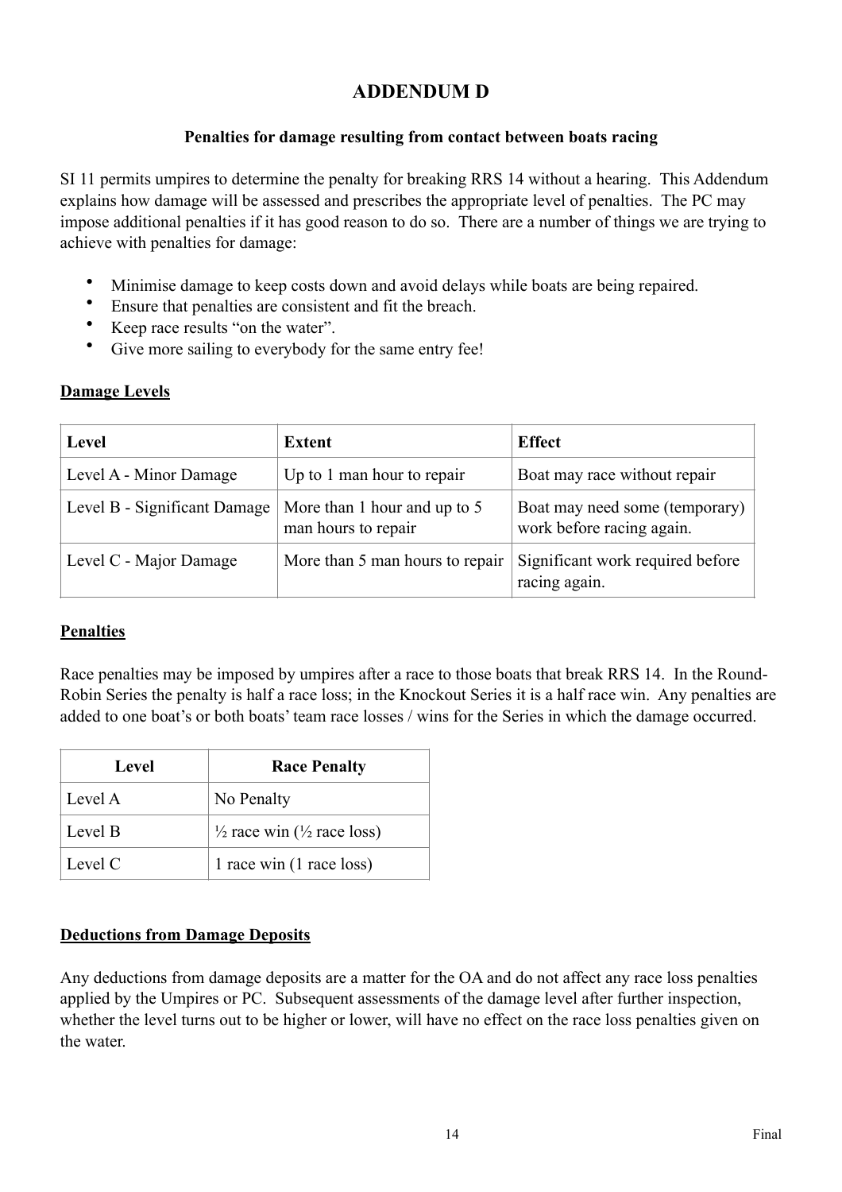# ADDENDUM D

### Penalties for damage resulting from contact between boats racing

SI 11 permits umpires to determine the penalty for breaking RRS 14 without a hearing. This Addendum explains how damage will be assessed and prescribes the appropriate level of penalties. The PC may impose additional penalties if it has good reason to do so. There are a number of things we are trying to achieve with penalties for damage:

- Minimise damage to keep costs down and avoid delays while boats are being repaired.
- Ensure that penalties are consistent and fit the breach.
- Keep race results "on the water".
- Give more sailing to everybody for the same entry fee!

**<u>Damage Levels</u>**

| Level | Extent | Effect |
|---|---|---|
| Level A - Minor Damage | Up to 1 man hour to repair | Boat may race without repair |
| Level B - Significant Damage | More than 1 hour and up to 5 man hours to repair | Boat may need some (temporary) work before racing again. |
| Level C - Major Damage | More than 5 man hours to repair | Significant work required before racing again. |

**<u>Penalties</u>**

Race penalties may be imposed by umpires after a race to those boats that break RRS 14. In the Round-Robin Series the penalty is half a race loss; in the Knockout Series it is a half race win. Any penalties are added to one boat's or both boats' team race losses / wins for the Series in which the damage occurred.

| Level | Race Penalty |
|---|---|
| Level A | No Penalty |
| Level B | ½ race win (½ race loss) |
| Level C | 1 race win (1 race loss) |

**<u>Deductions from Damage Deposits</u>**

Any deductions from damage deposits are a matter for the OA and do not affect any race loss penalties applied by the Umpires or PC. Subsequent assessments of the damage level after further inspection, whether the level turns out to be higher or lower, will have no effect on the race loss penalties given on the water.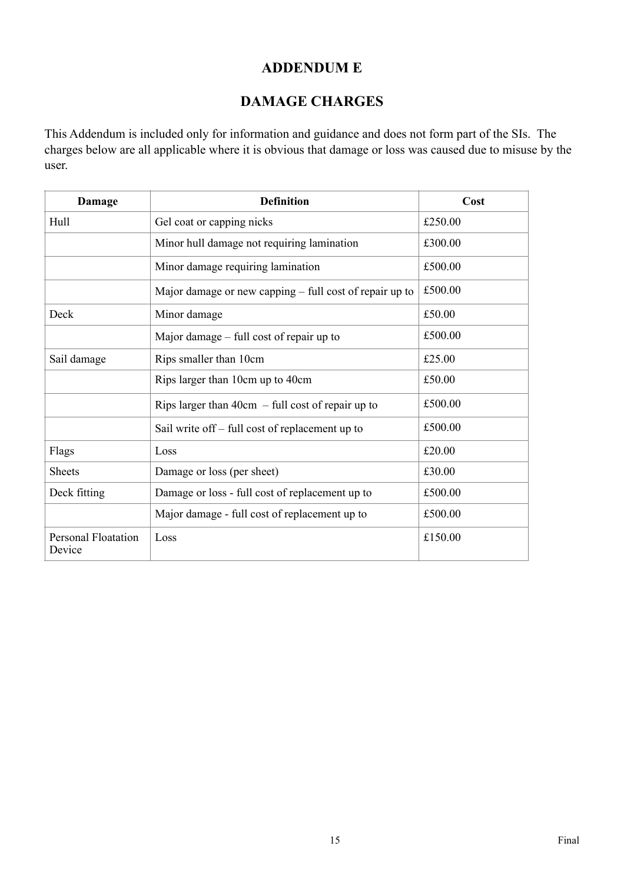# ADDENDUM E

## DAMAGE CHARGES

This Addendum is included only for information and guidance and does not form part of the SIs. The charges below are all applicable where it is obvious that damage or loss was caused due to misuse by the user.

| Damage | Definition | Cost |
|---|---|---|
| Hull | Gel coat or capping nicks | £250.00 |
| | Minor hull damage not requiring lamination | £300.00 |
| | Minor damage requiring lamination | £500.00 |
| | Major damage or new capping – full cost of repair up to | £500.00 |
| Deck | Minor damage | £50.00 |
| | Major damage – full cost of repair up to | £500.00 |
| Sail damage | Rips smaller than 10cm | £25.00 |
| | Rips larger than 10cm up to 40cm | £50.00 |
| | Rips larger than 40cm – full cost of repair up to | £500.00 |
| | Sail write off – full cost of replacement up to | £500.00 |
| Flags | Loss | £20.00 |
| Sheets | Damage or loss (per sheet) | £30.00 |
| Deck fitting | Damage or loss - full cost of replacement up to | £500.00 |
| | Major damage - full cost of replacement up to | £500.00 |
| Personal Floatation Device | Loss | £150.00 |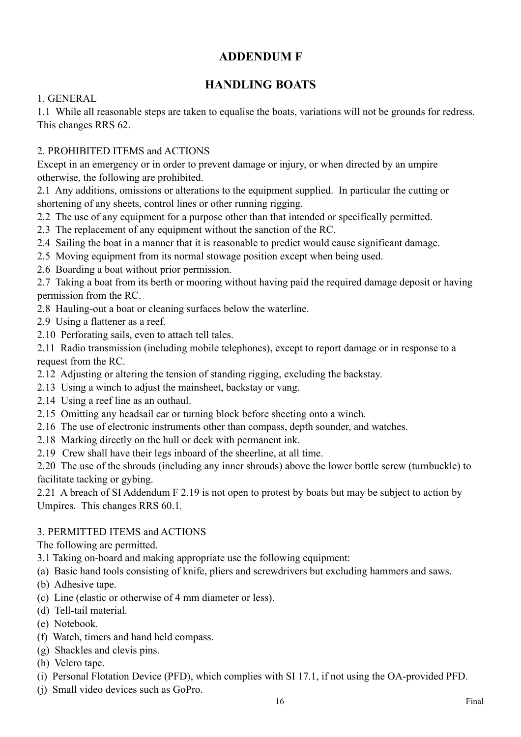# ADDENDUM F

# HANDLING BOATS

1. GENERAL

1.1 While all reasonable steps are taken to equalise the boats, variations will not be grounds for redress. This changes RRS 62.

2. PROHIBITED ITEMS and ACTIONS

Except in an emergency or in order to prevent damage or injury, or when directed by an umpire otherwise, the following are prohibited.

2.1 Any additions, omissions or alterations to the equipment supplied. In particular the cutting or shortening of any sheets, control lines or other running rigging.

2.2 The use of any equipment for a purpose other than that intended or specifically permitted.

2.3 The replacement of any equipment without the sanction of the RC.

2.4 Sailing the boat in a manner that it is reasonable to predict would cause significant damage.

2.5 Moving equipment from its normal stowage position except when being used.

2.6 Boarding a boat without prior permission.

2.7 Taking a boat from its berth or mooring without having paid the required damage deposit or having permission from the RC.

2.8 Hauling-out a boat or cleaning surfaces below the waterline.

2.9 Using a flattener as a reef.

2.10 Perforating sails, even to attach tell tales.

2.11 Radio transmission (including mobile telephones), except to report damage or in response to a request from the RC.

2.12 Adjusting or altering the tension of standing rigging, excluding the backstay.

2.13 Using a winch to adjust the mainsheet, backstay or vang.

2.14 Using a reef line as an outhaul.

2.15 Omitting any headsail car or turning block before sheeting onto a winch.

2.16 The use of electronic instruments other than compass, depth sounder, and watches.

2.18 Marking directly on the hull or deck with permanent ink.

2.19 Crew shall have their legs inboard of the sheerline, at all time.

2.20 The use of the shrouds (including any inner shrouds) above the lower bottle screw (turnbuckle) to facilitate tacking or gybing.

2.21 A breach of SI Addendum F 2.19 is not open to protest by boats but may be subject to action by Umpires. This changes RRS 60.1.

3. PERMITTED ITEMS and ACTIONS

The following are permitted.

3.1 Taking on-board and making appropriate use the following equipment:

(a) Basic hand tools consisting of knife, pliers and screwdrivers but excluding hammers and saws.

(b) Adhesive tape.

(c) Line (elastic or otherwise of 4 mm diameter or less).

(d) Tell-tail material.

(e) Notebook.

(f) Watch, timers and hand held compass.

(g) Shackles and clevis pins.

(h) Velcro tape.

(i) Personal Flotation Device (PFD), which complies with SI 17.1, if not using the OA-provided PFD.

(j) Small video devices such as GoPro.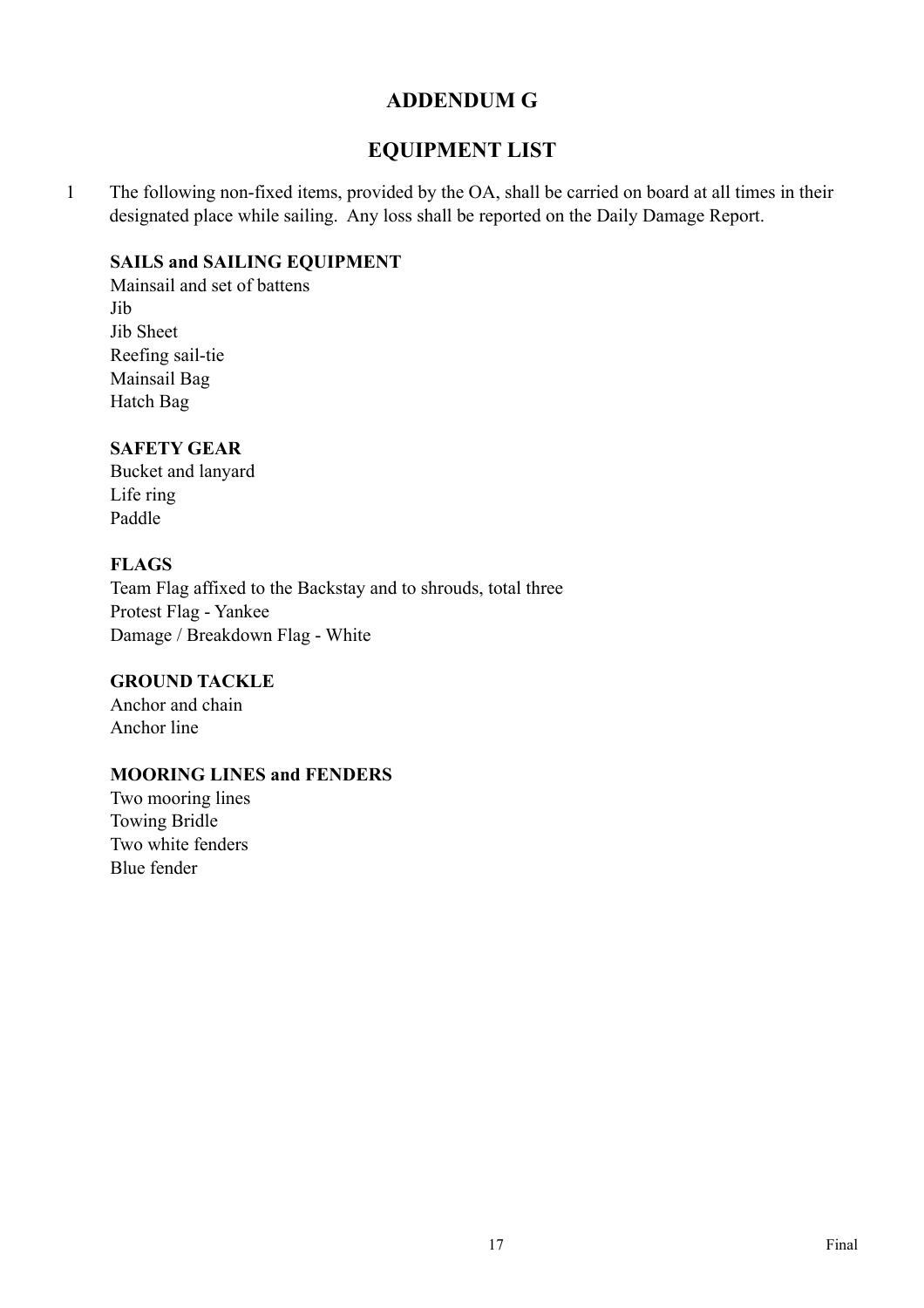# ADDENDUM G

## EQUIPMENT LIST

1 The following non-fixed items, provided by the OA, shall be carried on board at all times in their designated place while sailing. Any loss shall be reported on the Daily Damage Report.

**SAILS and SAILING EQUIPMENT**
Mainsail and set of battens
Jib
Jib Sheet
Reefing sail-tie
Mainsail Bag
Hatch Bag

**SAFETY GEAR**
Bucket and lanyard
Life ring
Paddle

**FLAGS**
Team Flag affixed to the Backstay and to shrouds, total three
Protest Flag - Yankee
Damage / Breakdown Flag - White

**GROUND TACKLE**
Anchor and chain
Anchor line

**MOORING LINES and FENDERS**
Two mooring lines
Towing Bridle
Two white fenders
Blue fender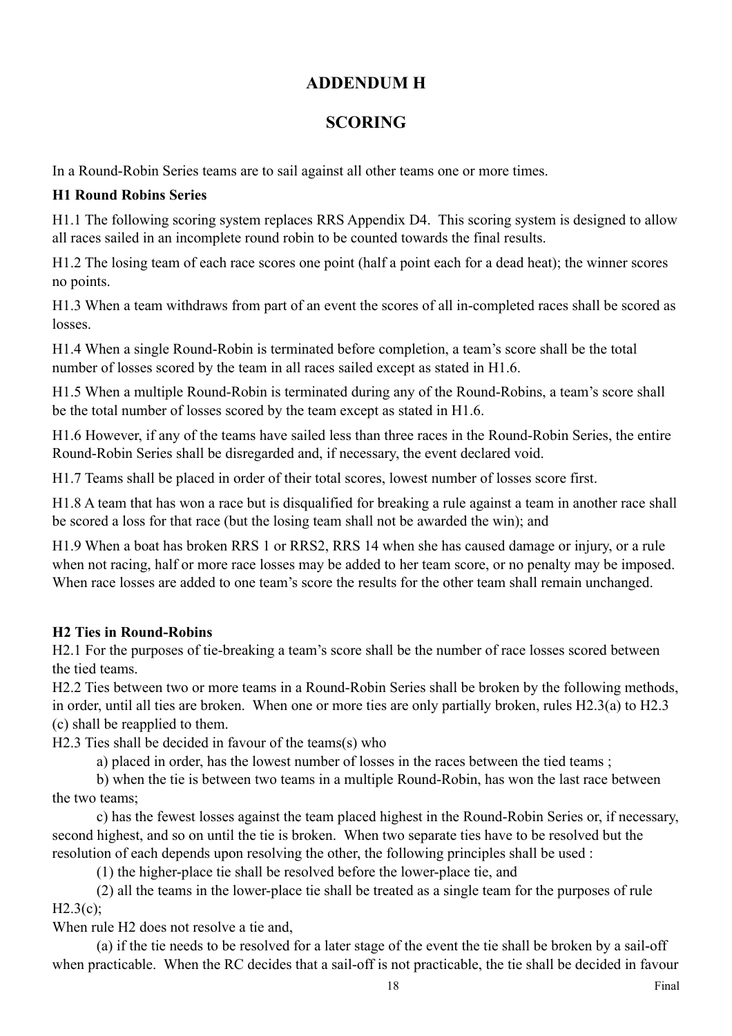# ADDENDUM H

# SCORING

In a Round-Robin Series teams are to sail against all other teams one or more times.

**H1 Round Robins Series**

H1.1 The following scoring system replaces RRS Appendix D4. This scoring system is designed to allow all races sailed in an incomplete round robin to be counted towards the final results.

H1.2 The losing team of each race scores one point (half a point each for a dead heat); the winner scores no points.

H1.3 When a team withdraws from part of an event the scores of all in-completed races shall be scored as losses.

H1.4 When a single Round-Robin is terminated before completion, a team's score shall be the total number of losses scored by the team in all races sailed except as stated in H1.6.

H1.5 When a multiple Round-Robin is terminated during any of the Round-Robins, a team's score shall be the total number of losses scored by the team except as stated in H1.6.

H1.6 However, if any of the teams have sailed less than three races in the Round-Robin Series, the entire Round-Robin Series shall be disregarded and, if necessary, the event declared void.

H1.7 Teams shall be placed in order of their total scores, lowest number of losses score first.

H1.8 A team that has won a race but is disqualified for breaking a rule against a team in another race shall be scored a loss for that race (but the losing team shall not be awarded the win); and

H1.9 When a boat has broken RRS 1 or RRS2, RRS 14 when she has caused damage or injury, or a rule when not racing, half or more race losses may be added to her team score, or no penalty may be imposed. When race losses are added to one team's score the results for the other team shall remain unchanged.

**H2 Ties in Round-Robins**

H2.1 For the purposes of tie-breaking a team's score shall be the number of race losses scored between the tied teams.

H2.2 Ties between two or more teams in a Round-Robin Series shall be broken by the following methods, in order, until all ties are broken. When one or more ties are only partially broken, rules H2.3(a) to H2.3 (c) shall be reapplied to them.

H2.3 Ties shall be decided in favour of the teams(s) who

a) placed in order, has the lowest number of losses in the races between the tied teams ;

b) when the tie is between two teams in a multiple Round-Robin, has won the last race between the two teams;

c) has the fewest losses against the team placed highest in the Round-Robin Series or, if necessary, second highest, and so on until the tie is broken. When two separate ties have to be resolved but the resolution of each depends upon resolving the other, the following principles shall be used :

(1) the higher-place tie shall be resolved before the lower-place tie, and

(2) all the teams in the lower-place tie shall be treated as a single team for the purposes of rule H2.3(c);

When rule H2 does not resolve a tie and,

(a) if the tie needs to be resolved for a later stage of the event the tie shall be broken by a sail-off when practicable. When the RC decides that a sail-off is not practicable, the tie shall be decided in favour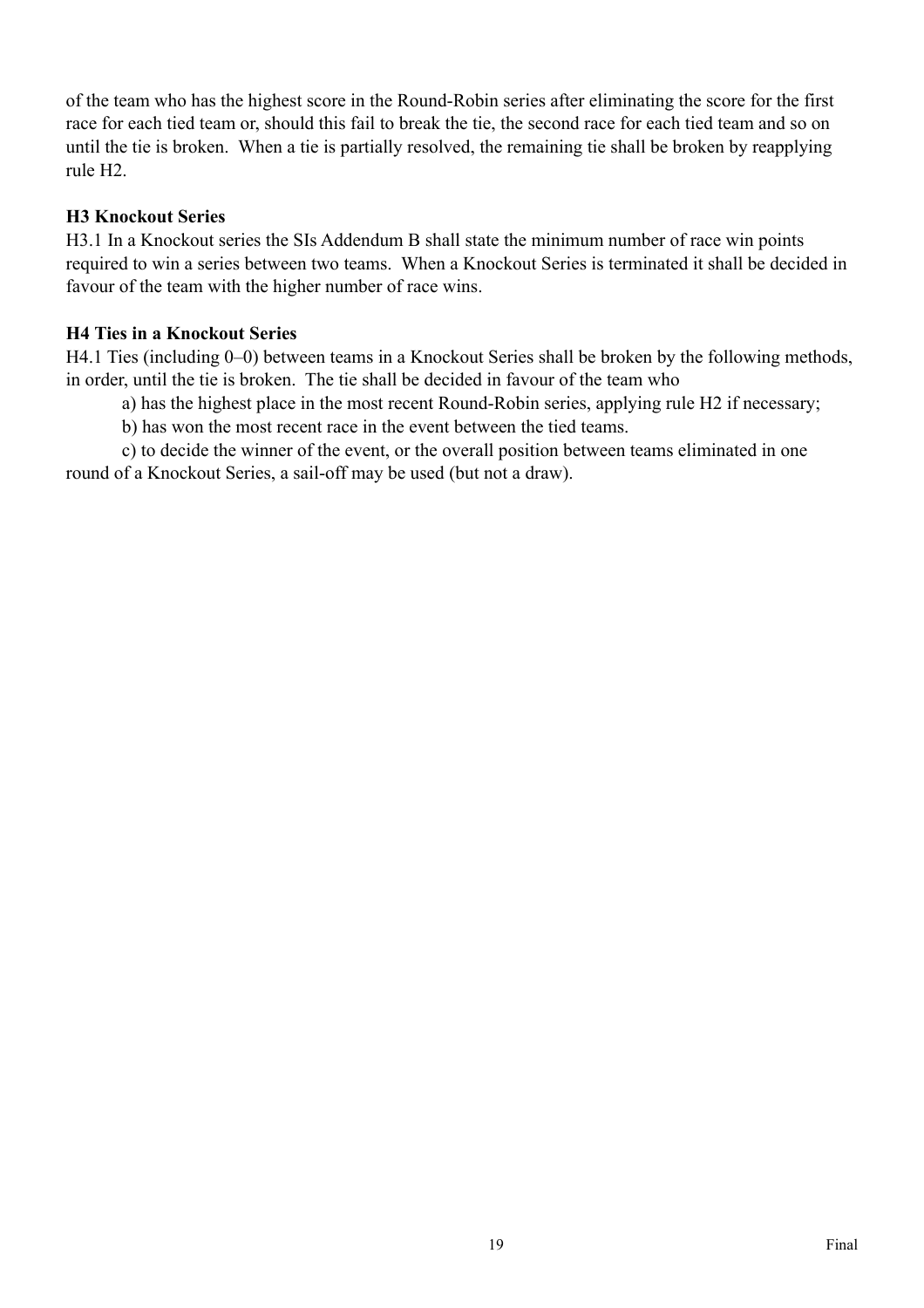of the team who has the highest score in the Round-Robin series after eliminating the score for the first race for each tied team or, should this fail to break the tie, the second race for each tied team and so on until the tie is broken. When a tie is partially resolved, the remaining tie shall be broken by reapplying rule H2.

### H3 Knockout Series

H3.1 In a Knockout series the SIs Addendum B shall state the minimum number of race win points required to win a series between two teams. When a Knockout Series is terminated it shall be decided in favour of the team with the higher number of race wins.

### H4 Ties in a Knockout Series

H4.1 Ties (including 0–0) between teams in a Knockout Series shall be broken by the following methods, in order, until the tie is broken. The tie shall be decided in favour of the team who

a) has the highest place in the most recent Round-Robin series, applying rule H2 if necessary;

b) has won the most recent race in the event between the tied teams.

c) to decide the winner of the event, or the overall position between teams eliminated in one round of a Knockout Series, a sail-off may be used (but not a draw).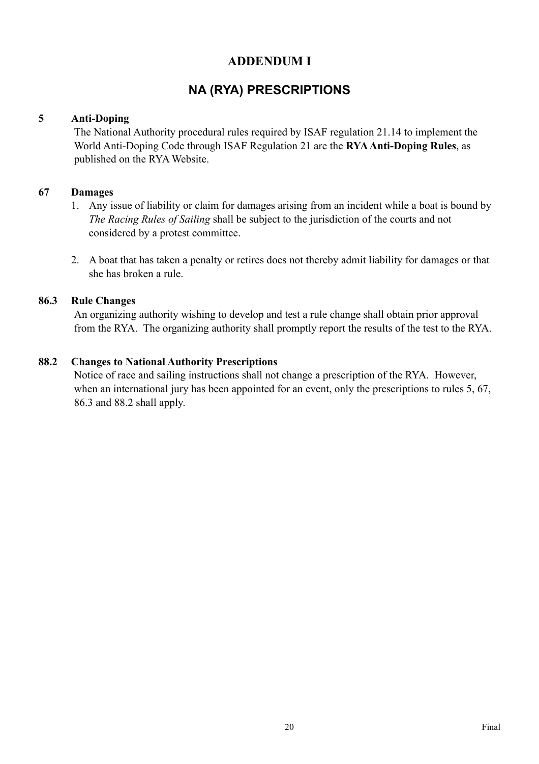# ADDENDUM I

## NA (RYA) PRESCRIPTIONS

### 5 Anti-Doping

The National Authority procedural rules required by ISAF regulation 21.14 to implement the World Anti-Doping Code through ISAF Regulation 21 are the **RYA Anti-Doping Rules**, as published on the RYA Website.

### 67 Damages

1. Any issue of liability or claim for damages arising from an incident while a boat is bound by *The Racing Rules of Sailing* shall be subject to the jurisdiction of the courts and not considered by a protest committee.

2. A boat that has taken a penalty or retires does not thereby admit liability for damages or that she has broken a rule.

### 86.3 Rule Changes

An organizing authority wishing to develop and test a rule change shall obtain prior approval from the RYA. The organizing authority shall promptly report the results of the test to the RYA.

### 88.2 Changes to National Authority Prescriptions

Notice of race and sailing instructions shall not change a prescription of the RYA. However, when an international jury has been appointed for an event, only the prescriptions to rules 5, 67, 86.3 and 88.2 shall apply.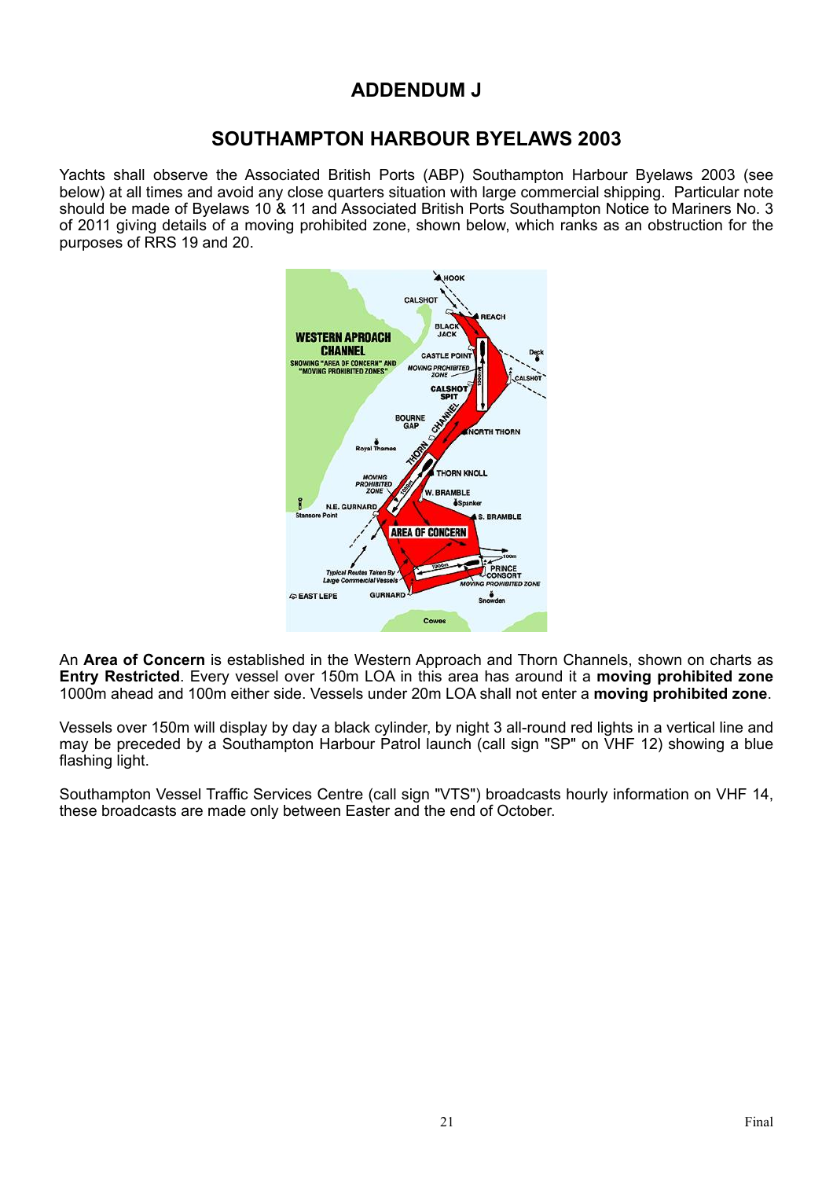# ADDENDUM J

## SOUTHAMPTON HARBOUR BYELAWS 2003

Yachts shall observe the Associated British Ports (ABP) Southampton Harbour Byelaws 2003 (see below) at all times and avoid any close quarters situation with large commercial shipping. Particular note should be made of Byelaws 10 & 11 and Associated British Ports Southampton Notice to Mariners No. 3 of 2011 giving details of a moving prohibited zone, shown below, which ranks as an obstruction for the purposes of RRS 19 and 20.

An **Area of Concern** is established in the Western Approach and Thorn Channels, shown on charts as **Entry Restricted**. Every vessel over 150m LOA in this area has around it a **moving prohibited zone** 1000m ahead and 100m either side. Vessels under 20m LOA shall not enter a **moving prohibited zone**.

Vessels over 150m will display by day a black cylinder, by night 3 all-round red lights in a vertical line and may be preceded by a Southampton Harbour Patrol launch (call sign "SP" on VHF 12) showing a blue flashing light.

Southampton Vessel Traffic Services Centre (call sign "VTS") broadcasts hourly information on VHF 14, these broadcasts are made only between Easter and the end of October.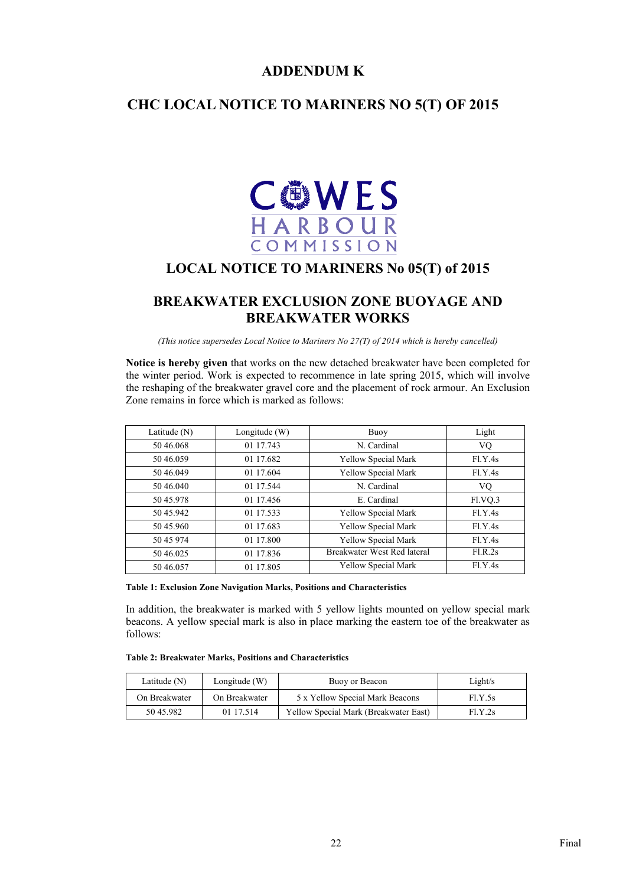# ADDENDUM K

## CHC LOCAL NOTICE TO MARINERS NO 5(T) OF 2015

COWES HARBOUR COMMISSION

## LOCAL NOTICE TO MARINERS No 05(T) of 2015

## BREAKWATER EXCLUSION ZONE BUOYAGE AND BREAKWATER WORKS

*(This notice supersedes Local Notice to Mariners No 27(T) of 2014 which is hereby cancelled)*

**Notice is hereby given** that works on the new detached breakwater have been completed for the winter period. Work is expected to recommence in late spring 2015, which will involve the reshaping of the breakwater gravel core and the placement of rock armour. An Exclusion Zone remains in force which is marked as follows:

| Latitude (N) | Longitude (W) | Buoy | Light |
|---|---|---|---|
| 50 46.068 | 01 17.743 | N. Cardinal | VQ |
| 50 46.059 | 01 17.682 | Yellow Special Mark | Fl.Y.4s |
| 50 46.049 | 01 17.604 | Yellow Special Mark | Fl.Y.4s |
| 50 46.040 | 01 17.544 | N. Cardinal | VQ |
| 50 45.978 | 01 17.456 | E. Cardinal | Fl.VQ.3 |
| 50 45.942 | 01 17.533 | Yellow Special Mark | Fl.Y.4s |
| 50 45.960 | 01 17.683 | Yellow Special Mark | Fl.Y.4s |
| 50 45 974 | 01 17.800 | Yellow Special Mark | Fl.Y.4s |
| 50 46.025 | 01 17.836 | Breakwater West Red lateral | Fl.R.2s |
| 50 46.057 | 01 17.805 | Yellow Special Mark | Fl.Y.4s |

**Table 1: Exclusion Zone Navigation Marks, Positions and Characteristics**

In addition, the breakwater is marked with 5 yellow lights mounted on yellow special mark beacons. A yellow special mark is also in place marking the eastern toe of the breakwater as follows:

**Table 2: Breakwater Marks, Positions and Characteristics**

| Latitude (N) | Longitude (W) | Buoy or Beacon | Light/s |
|---|---|---|---|
| On Breakwater | On Breakwater | 5 x Yellow Special Mark Beacons | Fl.Y.5s |
| 50 45.982 | 01 17.514 | Yellow Special Mark (Breakwater East) | Fl.Y.2s |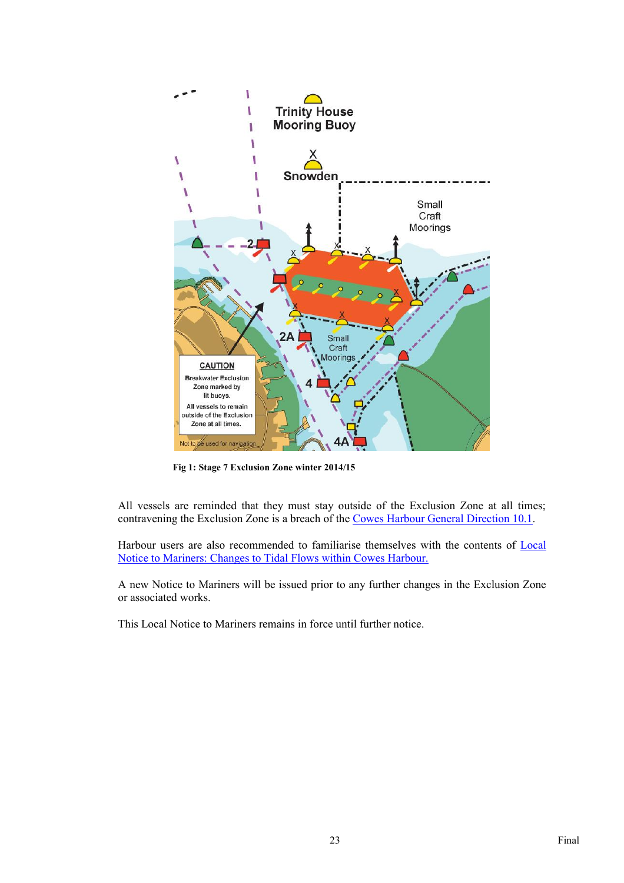Trinity House Mooring Buoy

Snowden

Small Craft Moorings

2

2A

Small Craft Moorings

4

4A

CAUTION

Breakwater Exclusion Zone marked by lit buoys.

All vessels to remain outside of the Exclusion Zone at all times.

Not to be used for navigation

**Fig 1: Stage 7 Exclusion Zone winter 2014/15**

All vessels are reminded that they must stay outside of the Exclusion Zone at all times; contravening the Exclusion Zone is a breach of the Cowes Harbour General Direction 10.1.

Harbour users are also recommended to familiarise themselves with the contents of Local Notice to Mariners: Changes to Tidal Flows within Cowes Harbour.

A new Notice to Mariners will be issued prior to any further changes in the Exclusion Zone or associated works.

This Local Notice to Mariners remains in force until further notice.